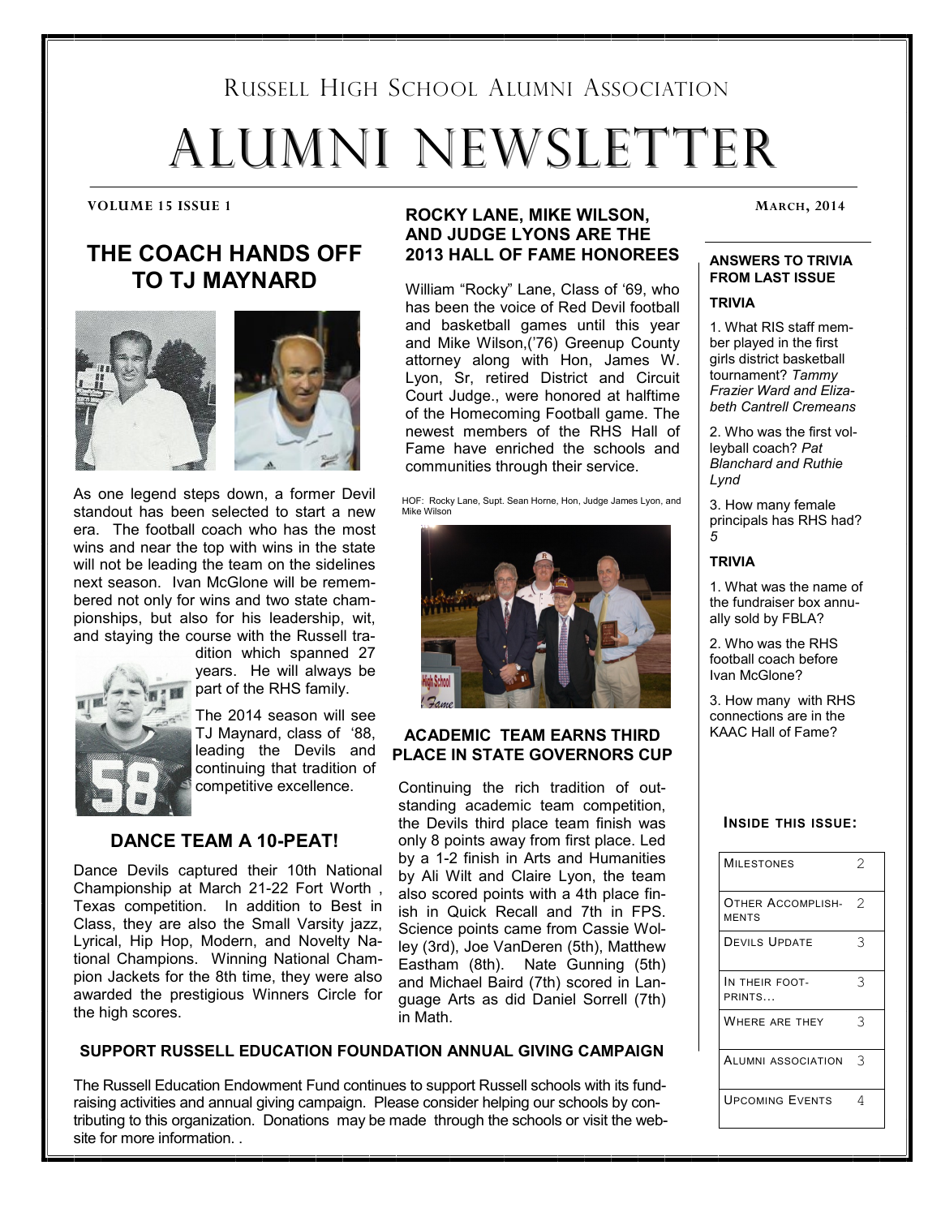Russell High School Alumni Association

# ALUMNI NEWSLETTER

**VOLUME 15 ISSUE 1**

**MARCH, 2014**

## THE COACH HANDS OFF TO TJ MAYNARD

As one legend steps down, a former Devil standout has been selected to start a new era. The football coach who has the most wins and near the top with wins in the state will not be leading the team on the sidelines next season. Ivan McGlone will be remembered not only for wins and two state championships, but also for his leadership, wit, and staying the course with the Russell tradition which spanned 27 years. He will always be part of the RHS family.

The 2014 season will see TJ Maynard, class of '88, leading the Devils and continuing that tradition of competitive excellence.

## DANCE TEAM A 10-PEAT!

Dance Devils captured their 10th National Championship at March 21-22 Fort Worth , Texas competition. In addition to Best in Class, they are also the Small Varsity jazz, Lyrical, Hip Hop, Modern, and Novelty National Champions. Winning National Champion Jackets for the 8th time, they were also awarded the prestigious Winners Circle for the high scores.

## ROCKY LANE, MIKE WILSON, AND JUDGE LYONS ARE THE 2013 HALL OF FAME HONOREES

William "Rocky" Lane, Class of '69, who has been the voice of Red Devil football and basketball games until this year and Mike Wilson,('76) Greenup County attorney along with Hon, James W. Lyon, Sr, retired District and Circuit Court Judge., were honored at halftime of the Homecoming Football game. The newest members of the RHS Hall of Fame have enriched the schools and communities through their service.

HOF: Rocky Lane, Supt. Sean Horne, Hon, Judge James Lyon, and Mike Wilson

## ACADEMIC TEAM EARNS THIRD PLACE IN STATE GOVERNORS CUP

Continuing the rich tradition of outstanding academic team competition, the Devils third place team finish was only 8 points away from first place. Led by a 1-2 finish in Arts and Humanities by Ali Wilt and Claire Lyon, the team also scored points with a 4th place finish in Quick Recall and 7th in FPS. Science points came from Cassie Wolley (3rd), Joe VanDeren (5th), Matthew Eastham (8th). Nate Gunning (5th) and Michael Baird (7th) scored in Language Arts as did Daniel Sorrell (7th) in Math.

## SUPPORT RUSSELL EDUCATION FOUNDATION ANNUAL GIVING CAMPAIGN

The Russell Education Endowment Fund continues to support Russell schools with its fundraising activities and annual giving campaign. Please consider helping our schools by contributing to this organization. Donations may be made through the schools or visit the website for more information. .

### ANSWERS TO TRIVIA FROM LAST ISSUE

**TRIVIA**

1. What RIS staff member played in the first girls district basketball tournament? *Tammy Frazier Ward and Elizabeth Cantrell Cremeans*

2. Who was the first volleyball coach? *Pat Blanchard and Ruthie Lynd*

3. How many female principals has RHS had? *5*

**TRIVIA**

1. What was the name of the fundraiser box annually sold by FBLA?

2. Who was the RHS football coach before Ivan McGlone?

3. How many with RHS connections are in the KAAC Hall of Fame?

**INSIDE THIS ISSUE:**

| | |
|---|---|
| Milestones | 2 |
| Other Accomplishments | 2 |
| Devils Update | 3 |
| In their footprints… | 3 |
| Where are they | 3 |
| Alumni association | 3 |
| Upcoming Events | 4 |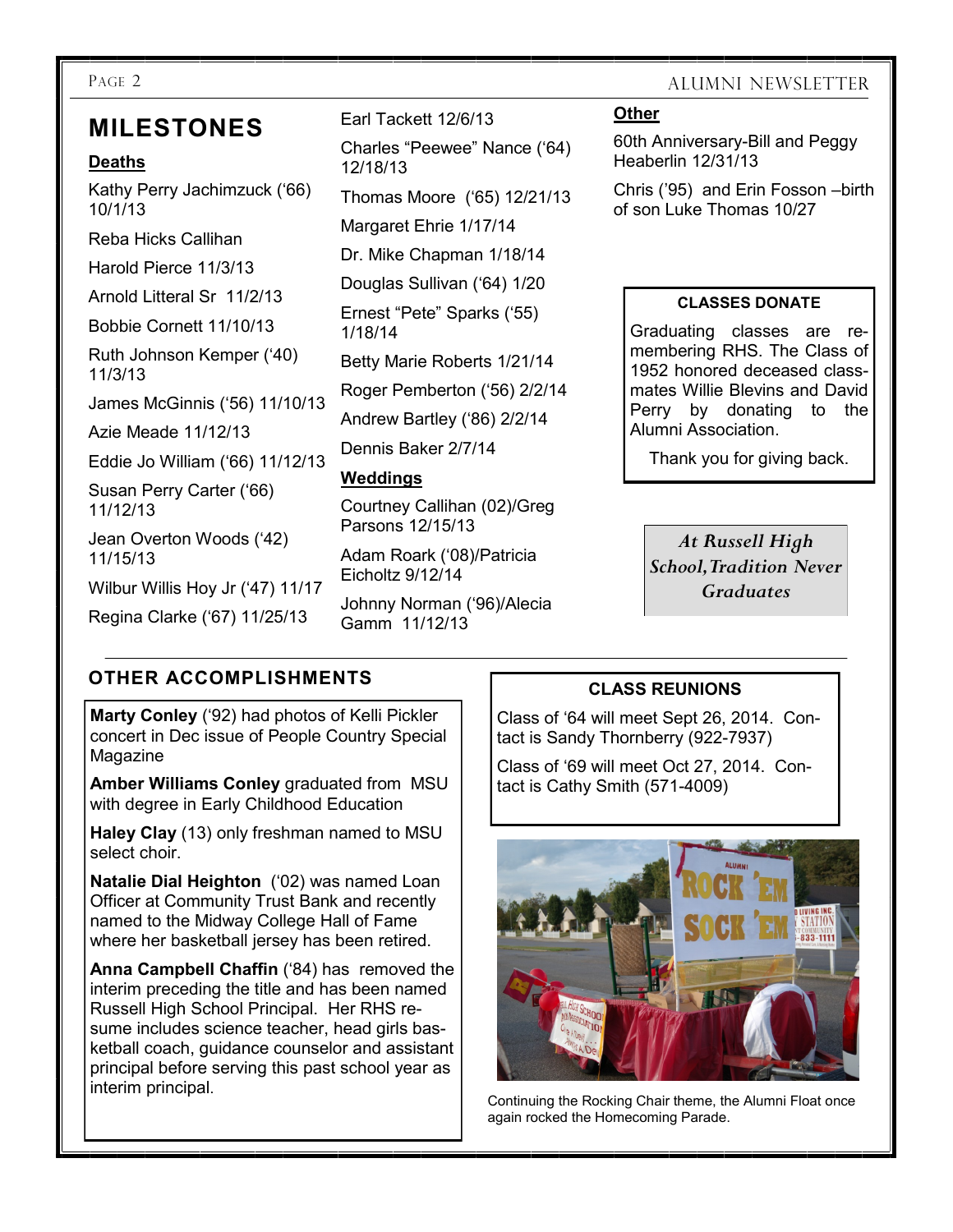# MILESTONES

## Deaths

Kathy Perry Jachimzuck ('66) 10/1/13

Reba Hicks Callihan

Harold Pierce 11/3/13

Arnold Litteral Sr 11/2/13

Bobbie Cornett 11/10/13

Ruth Johnson Kemper ('40) 11/3/13

James McGinnis ('56) 11/10/13

Azie Meade 11/12/13

Eddie Jo William ('66) 11/12/13

Susan Perry Carter ('66) 11/12/13

Jean Overton Woods ('42) 11/15/13

Wilbur Willis Hoy Jr ('47) 11/17

Regina Clarke ('67) 11/25/13

Earl Tackett 12/6/13

Charles "Peewee" Nance ('64) 12/18/13

Thomas Moore ('65) 12/21/13

Margaret Ehrie 1/17/14

Dr. Mike Chapman 1/18/14

Douglas Sullivan ('64) 1/20

Ernest "Pete" Sparks ('55) 1/18/14

Betty Marie Roberts 1/21/14

Roger Pemberton ('56) 2/2/14

Andrew Bartley ('86) 2/2/14

Dennis Baker 2/7/14

## Weddings

Courtney Callihan (02)/Greg Parsons 12/15/13

Adam Roark ('08)/Patricia Eicholtz 9/12/14

Johnny Norman ('96)/Alecia Gamm 11/12/13

## Other

60th Anniversary-Bill and Peggy Heaberlin 12/31/13

Chris ('95) and Erin Fosson –birth of son Luke Thomas 10/27

### CLASSES DONATE

Graduating classes are remembering RHS. The Class of 1952 honored deceased classmates Willie Blevins and David Perry by donating to the Alumni Association.

Thank you for giving back.

*At Russell High School, Tradition Never Graduates*

## OTHER ACCOMPLISHMENTS

**Marty Conley** ('92) had photos of Kelli Pickler concert in Dec issue of People Country Special Magazine

**Amber Williams Conley** graduated from MSU with degree in Early Childhood Education

**Haley Clay** (13) only freshman named to MSU select choir.

**Natalie Dial Heighton** ('02) was named Loan Officer at Community Trust Bank and recently named to the Midway College Hall of Fame where her basketball jersey has been retired.

**Anna Campbell Chaffin** ('84) has removed the interim preceding the title and has been named Russell High School Principal. Her RHS resume includes science teacher, head girls basketball coach, guidance counselor and assistant principal before serving this past school year as interim principal.

### CLASS REUNIONS

Class of '64 will meet Sept 26, 2014. Contact is Sandy Thornberry (922-7937)

Class of '69 will meet Oct 27, 2014. Contact is Cathy Smith (571-4009)

Continuing the Rocking Chair theme, the Alumni Float once again rocked the Homecoming Parade.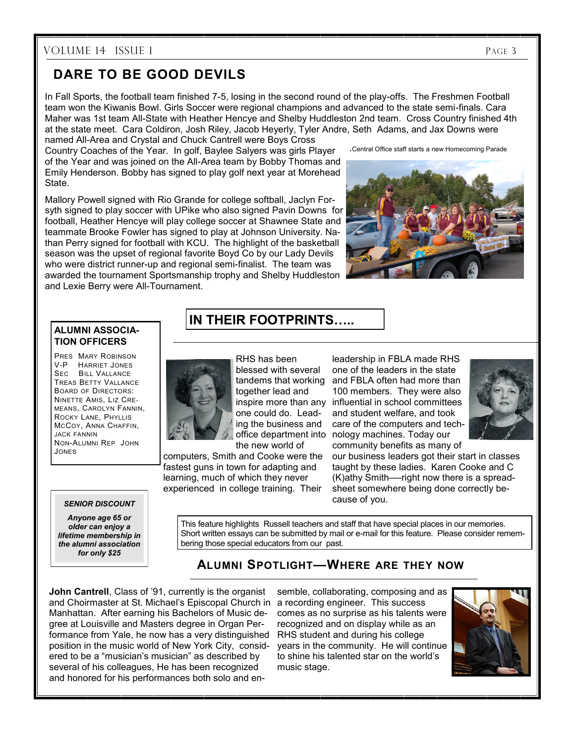## DARE TO BE GOOD DEVILS

In Fall Sports, the football team finished 7-5, losing in the second round of the play-offs. The Freshmen Football team won the Kiwanis Bowl. Girls Soccer were regional champions and advanced to the state semi-finals. Cara Maher was 1st team All-State with Heather Hencye and Shelby Huddleston 2nd team. Cross Country finished 4th at the state meet. Cara Coldiron, Josh Riley, Jacob Heyerly, Tyler Andre, Seth Adams, and Jax Downs were named All-Area and Crystal and Chuck Cantrell were Boys Cross Country Coaches of the Year. In golf, Baylee Salyers was girls Player of the Year and was joined on the All-Area team by Bobby Thomas and Emily Henderson. Bobby has signed to play golf next year at Morehead State.

Mallory Powell signed with Rio Grande for college softball, Jaclyn Forsyth signed to play soccer with UPike who also signed Pavin Downs for football, Heather Hencye will play college soccer at Shawnee State and teammate Brooke Fowler has signed to play at Johnson University. Nathan Perry signed for football with KCU. The highlight of the basketball season was the upset of regional favorite Boyd Co by our Lady Devils who were district runner-up and regional semi-finalist. The team was awarded the tournament Sportsmanship trophy and Shelby Huddleston and Lexie Berry were All-Tournament.

.Central Office staff starts a new Homecoming Parade

### ALUMNI ASSOCIATION OFFICERS

PRES MARY ROBINSON
V-P HARRIET JONES
SEC BILL VALLANCE
TREAS BETTY VALLANCE
BOARD OF DIRECTORS: NINETTE AMIS, LIZ CREMEANS, CAROLYN FANNIN, ROCKY LANE, PHYLLIS MCCOY, ANNA CHAFFIN, JACK FANNIN
NON-ALUMNI REP JOHN JONES

***SENIOR DISCOUNT***

***Anyone age 65 or older can enjoy a lifetime membership in the alumni association for only $25***

## IN THEIR FOOTPRINTS…..

RHS has been blessed with several tandems that working together lead and inspire more than any one could do. Leading the business and office department into the new world of computers, Smith and Cooke were the fastest guns in town for adapting and learning, much of which they never experienced in college training. Their leadership in FBLA made RHS one of the leaders in the state and FBLA often had more than 100 members. They were also influential in school committees and student welfare, and took care of the computers and technology machines. Today our community benefits as many of our business leaders got their start in classes taught by these ladies. Karen Cooke and C (K)athy Smith—-right now there is a spreadsheet somewhere being done correctly because of you.

This feature highlights Russell teachers and staff that have special places in our memories. Short written essays can be submitted by mail or e-mail for this feature. Please consider remembering those special educators from our past.

## ALUMNI SPOTLIGHT—WHERE ARE THEY NOW

**John Cantrell**, Class of '91, currently is the organist and Choirmaster at St. Michael's Episcopal Church in Manhattan. After earning his Bachelors of Music degree at Louisville and Masters degree in Organ Performance from Yale, he now has a very distinguished position in the music world of New York City, considered to be a "musician's musician" as described by several of his colleagues, He has been recognized and honored for his performances both solo and ensemble, collaborating, composing and as a recording engineer. This success comes as no surprise as his talents were recognized and on display while as an RHS student and during his college years in the community. He will continue to shine his talented star on the world's music stage.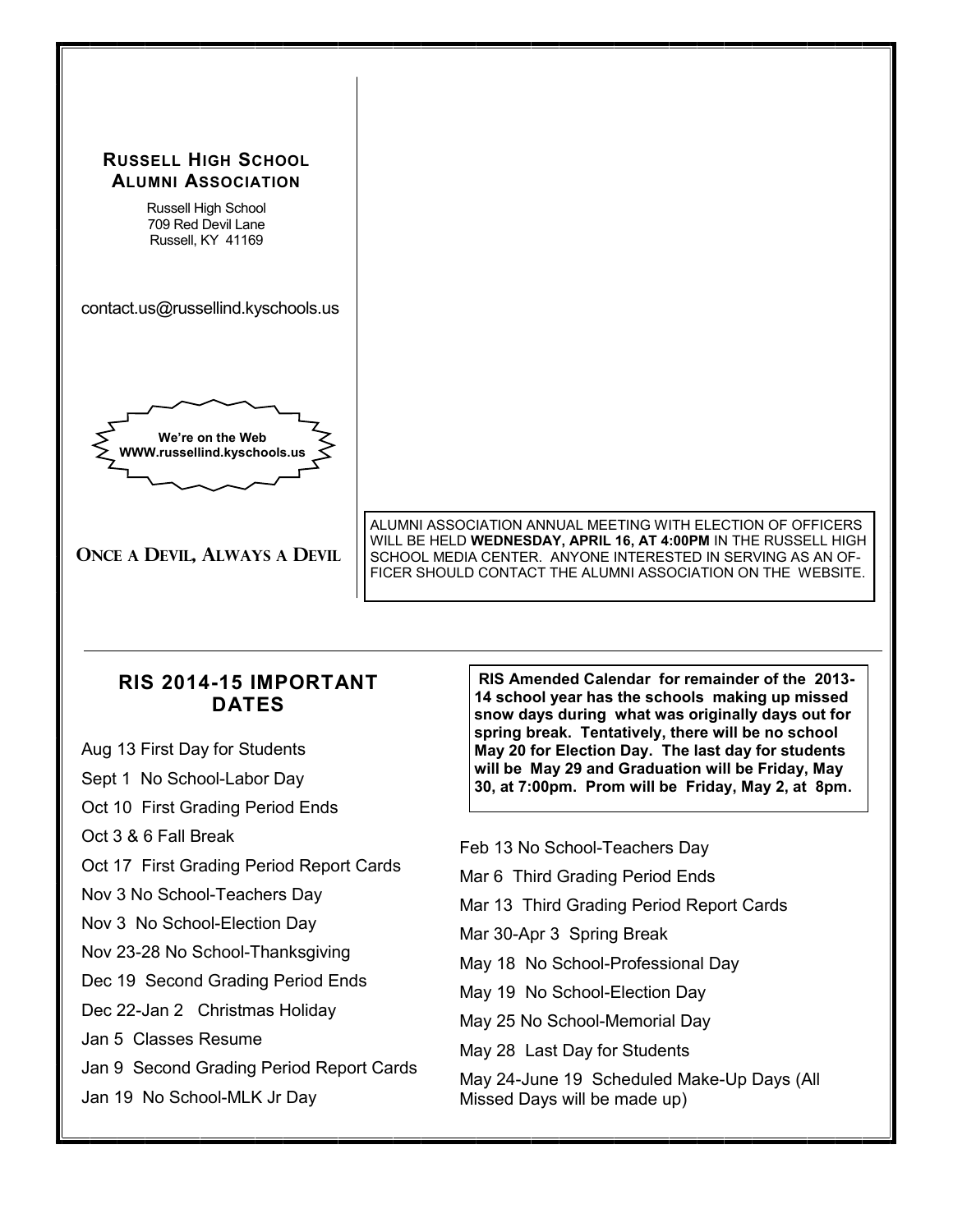## Russell High School Alumni Association

Russell High School
709 Red Devil Lane
Russell, KY 41169

contact.us@russellind.kyschools.us

We're on the Web
WWW.russellind.kyschools.us

**Once a Devil, Always a Devil**

ALUMNI ASSOCIATION ANNUAL MEETING WITH ELECTION OF OFFICERS WILL BE HELD **WEDNESDAY, APRIL 16, AT 4:00PM** IN THE RUSSELL HIGH SCHOOL MEDIA CENTER. ANYONE INTERESTED IN SERVING AS AN OFFICER SHOULD CONTACT THE ALUMNI ASSOCIATION ON THE WEBSITE.

## RIS 2014-15 IMPORTANT DATES

Aug 13 First Day for Students

Sept 1 No School-Labor Day

Oct 10 First Grading Period Ends

Oct 3 & 6 Fall Break

Oct 17 First Grading Period Report Cards

Nov 3 No School-Teachers Day

Nov 3 No School-Election Day

Nov 23-28 No School-Thanksgiving

Dec 19 Second Grading Period Ends

Dec 22-Jan 2 Christmas Holiday

Jan 5 Classes Resume

Jan 9 Second Grading Period Report Cards

Jan 19 No School-MLK Jr Day

**RIS Amended Calendar for remainder of the 2013-14 school year has the schools making up missed snow days during what was originally days out for spring break. Tentatively, there will be no school May 20 for Election Day. The last day for students will be May 29 and Graduation will be Friday, May 30, at 7:00pm. Prom will be Friday, May 2, at 8pm.**

Feb 13 No School-Teachers Day

Mar 6 Third Grading Period Ends

Mar 13 Third Grading Period Report Cards

Mar 30-Apr 3 Spring Break

May 18 No School-Professional Day

May 19 No School-Election Day

May 25 No School-Memorial Day

May 28 Last Day for Students

May 24-June 19 Scheduled Make-Up Days (All Missed Days will be made up)